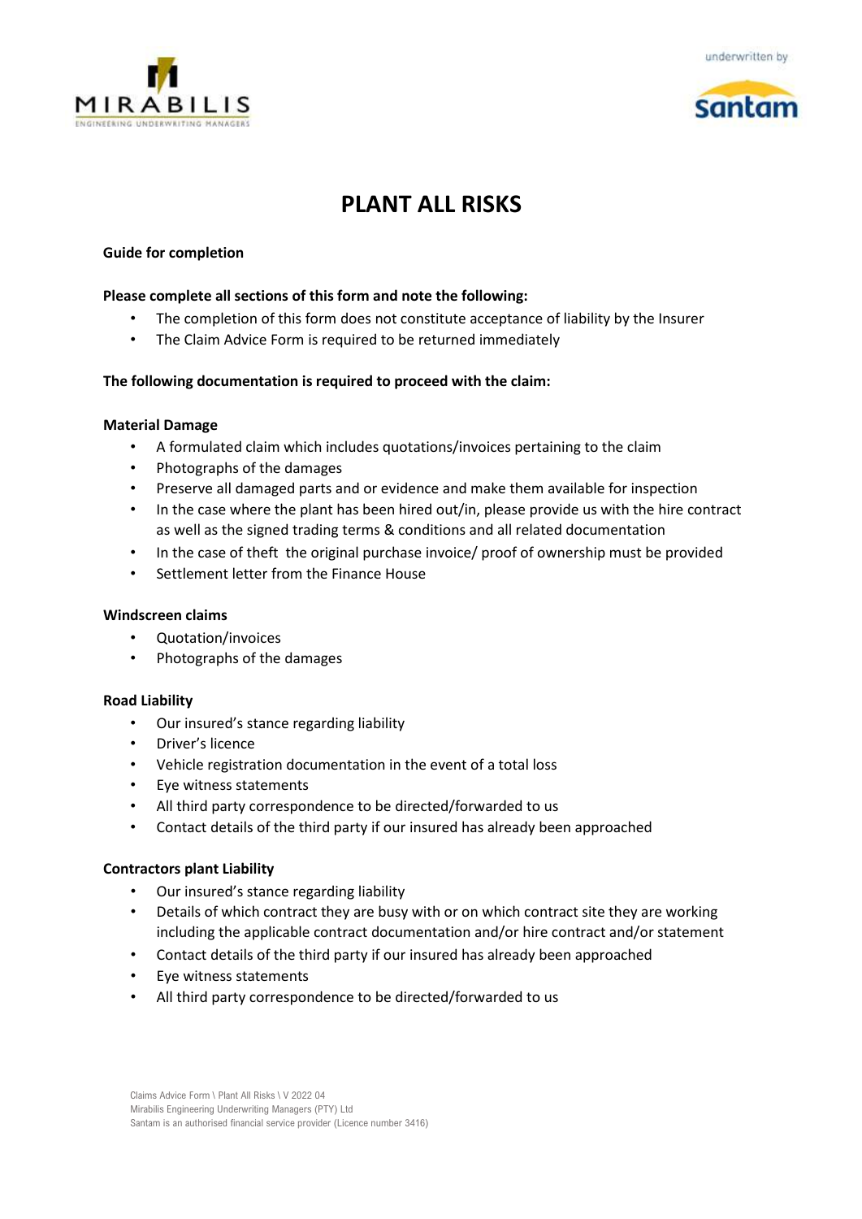# PLANT ALL RISKS

**Guide for completion**

**Please complete all sections of this form and note the following:**

- The completion of this form does not constitute acceptance of liability by the Insurer
- The Claim Advice Form is required to be returned immediately

**The following documentation is required to proceed with the claim:**

**Material Damage**

- A formulated claim which includes quotations/invoices pertaining to the claim
- Photographs of the damages
- Preserve all damaged parts and or evidence and make them available for inspection
- In the case where the plant has been hired out/in, please provide us with the hire contract as well as the signed trading terms & conditions and all related documentation
- In the case of theft the original purchase invoice/ proof of ownership must be provided
- Settlement letter from the Finance House

**Windscreen claims**

- Quotation/invoices
- Photographs of the damages

**Road Liability**

- Our insured's stance regarding liability
- Driver's licence
- Vehicle registration documentation in the event of a total loss
- Eye witness statements
- All third party correspondence to be directed/forwarded to us
- Contact details of the third party if our insured has already been approached

**Contractors plant Liability**

- Our insured's stance regarding liability
- Details of which contract they are busy with or on which contract site they are working including the applicable contract documentation and/or hire contract and/or statement
- Contact details of the third party if our insured has already been approached
- Eye witness statements
- All third party correspondence to be directed/forwarded to us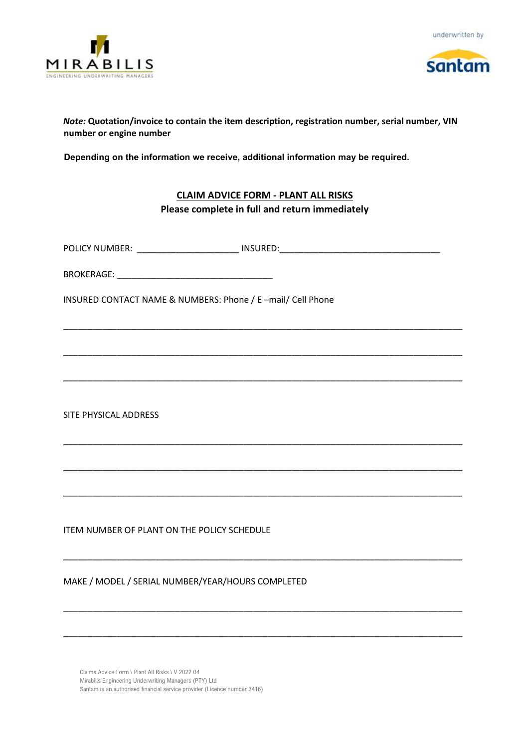MIRABILIS
ENGINEERING UNDERWRITING MANAGERS

underwritten by

santam

***Note:*** **Quotation/invoice to contain the item description, registration number, serial number, VIN number or engine number**

**Depending on the information we receive, additional information may be required.**

## CLAIM ADVICE FORM - PLANT ALL RISKS

**Please complete in full and return immediately**

POLICY NUMBER: ____________________ INSURED:________________________________

BROKERAGE: ________________________________

INSURED CONTACT NAME & NUMBERS: Phone / E –mail/ Cell Phone

________________________________________________________________________________

________________________________________________________________________________

________________________________________________________________________________

SITE PHYSICAL ADDRESS

________________________________________________________________________________

________________________________________________________________________________

________________________________________________________________________________

ITEM NUMBER OF PLANT ON THE POLICY SCHEDULE

________________________________________________________________________________

MAKE / MODEL / SERIAL NUMBER/YEAR/HOURS COMPLETED

________________________________________________________________________________

________________________________________________________________________________

Claims Advice Form \ Plant All Risks \ V 2022 04
Mirabilis Engineering Underwriting Managers (PTY) Ltd
Santam is an authorised financial service provider (Licence number 3416)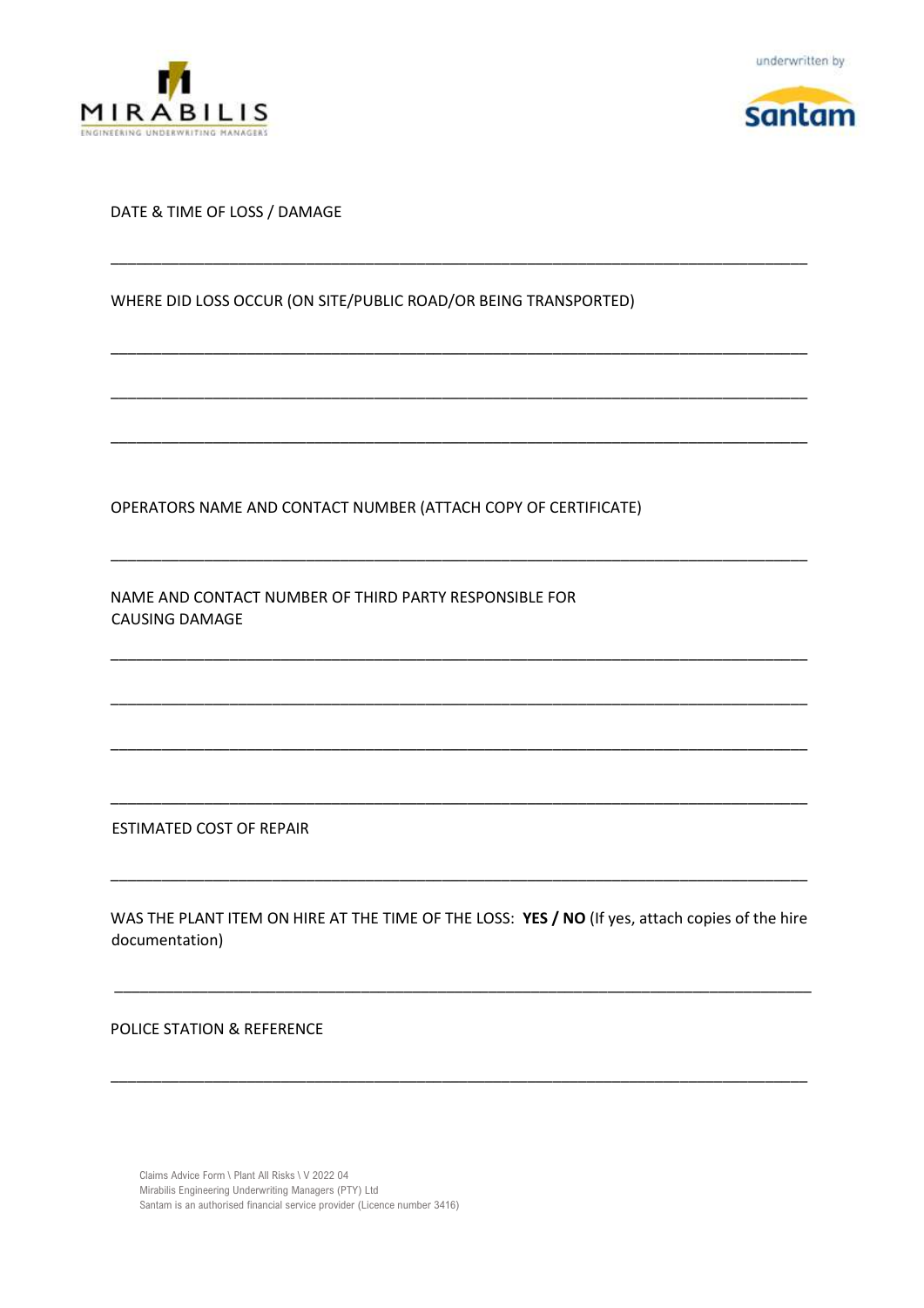DATE & TIME OF LOSS / DAMAGE

\_\_\_\_\_\_\_\_\_\_\_\_\_\_\_\_\_\_\_\_\_\_\_\_\_\_\_\_\_\_\_\_\_\_\_\_\_\_\_\_\_\_\_\_\_\_\_\_\_\_\_\_\_\_\_\_\_\_\_\_\_\_\_\_\_\_\_\_\_\_\_\_\_\_\_\_\_\_

WHERE DID LOSS OCCUR (ON SITE/PUBLIC ROAD/OR BEING TRANSPORTED)

\_\_\_\_\_\_\_\_\_\_\_\_\_\_\_\_\_\_\_\_\_\_\_\_\_\_\_\_\_\_\_\_\_\_\_\_\_\_\_\_\_\_\_\_\_\_\_\_\_\_\_\_\_\_\_\_\_\_\_\_\_\_\_\_\_\_\_\_\_\_\_\_\_\_\_\_\_\_

\_\_\_\_\_\_\_\_\_\_\_\_\_\_\_\_\_\_\_\_\_\_\_\_\_\_\_\_\_\_\_\_\_\_\_\_\_\_\_\_\_\_\_\_\_\_\_\_\_\_\_\_\_\_\_\_\_\_\_\_\_\_\_\_\_\_\_\_\_\_\_\_\_\_\_\_\_\_

\_\_\_\_\_\_\_\_\_\_\_\_\_\_\_\_\_\_\_\_\_\_\_\_\_\_\_\_\_\_\_\_\_\_\_\_\_\_\_\_\_\_\_\_\_\_\_\_\_\_\_\_\_\_\_\_\_\_\_\_\_\_\_\_\_\_\_\_\_\_\_\_\_\_\_\_\_\_

OPERATORS NAME AND CONTACT NUMBER (ATTACH COPY OF CERTIFICATE)

\_\_\_\_\_\_\_\_\_\_\_\_\_\_\_\_\_\_\_\_\_\_\_\_\_\_\_\_\_\_\_\_\_\_\_\_\_\_\_\_\_\_\_\_\_\_\_\_\_\_\_\_\_\_\_\_\_\_\_\_\_\_\_\_\_\_\_\_\_\_\_\_\_\_\_\_\_\_

NAME AND CONTACT NUMBER OF THIRD PARTY RESPONSIBLE FOR CAUSING DAMAGE

\_\_\_\_\_\_\_\_\_\_\_\_\_\_\_\_\_\_\_\_\_\_\_\_\_\_\_\_\_\_\_\_\_\_\_\_\_\_\_\_\_\_\_\_\_\_\_\_\_\_\_\_\_\_\_\_\_\_\_\_\_\_\_\_\_\_\_\_\_\_\_\_\_\_\_\_\_\_

\_\_\_\_\_\_\_\_\_\_\_\_\_\_\_\_\_\_\_\_\_\_\_\_\_\_\_\_\_\_\_\_\_\_\_\_\_\_\_\_\_\_\_\_\_\_\_\_\_\_\_\_\_\_\_\_\_\_\_\_\_\_\_\_\_\_\_\_\_\_\_\_\_\_\_\_\_\_

\_\_\_\_\_\_\_\_\_\_\_\_\_\_\_\_\_\_\_\_\_\_\_\_\_\_\_\_\_\_\_\_\_\_\_\_\_\_\_\_\_\_\_\_\_\_\_\_\_\_\_\_\_\_\_\_\_\_\_\_\_\_\_\_\_\_\_\_\_\_\_\_\_\_\_\_\_\_

\_\_\_\_\_\_\_\_\_\_\_\_\_\_\_\_\_\_\_\_\_\_\_\_\_\_\_\_\_\_\_\_\_\_\_\_\_\_\_\_\_\_\_\_\_\_\_\_\_\_\_\_\_\_\_\_\_\_\_\_\_\_\_\_\_\_\_\_\_\_\_\_\_\_\_\_\_\_

ESTIMATED COST OF REPAIR

\_\_\_\_\_\_\_\_\_\_\_\_\_\_\_\_\_\_\_\_\_\_\_\_\_\_\_\_\_\_\_\_\_\_\_\_\_\_\_\_\_\_\_\_\_\_\_\_\_\_\_\_\_\_\_\_\_\_\_\_\_\_\_\_\_\_\_\_\_\_\_\_\_\_\_\_\_\_

WAS THE PLANT ITEM ON HIRE AT THE TIME OF THE LOSS: **YES / NO** (If yes, attach copies of the hire documentation)

\_\_\_\_\_\_\_\_\_\_\_\_\_\_\_\_\_\_\_\_\_\_\_\_\_\_\_\_\_\_\_\_\_\_\_\_\_\_\_\_\_\_\_\_\_\_\_\_\_\_\_\_\_\_\_\_\_\_\_\_\_\_\_\_\_\_\_\_\_\_\_\_\_\_\_\_\_\_

POLICE STATION & REFERENCE

\_\_\_\_\_\_\_\_\_\_\_\_\_\_\_\_\_\_\_\_\_\_\_\_\_\_\_\_\_\_\_\_\_\_\_\_\_\_\_\_\_\_\_\_\_\_\_\_\_\_\_\_\_\_\_\_\_\_\_\_\_\_\_\_\_\_\_\_\_\_\_\_\_\_\_\_\_\_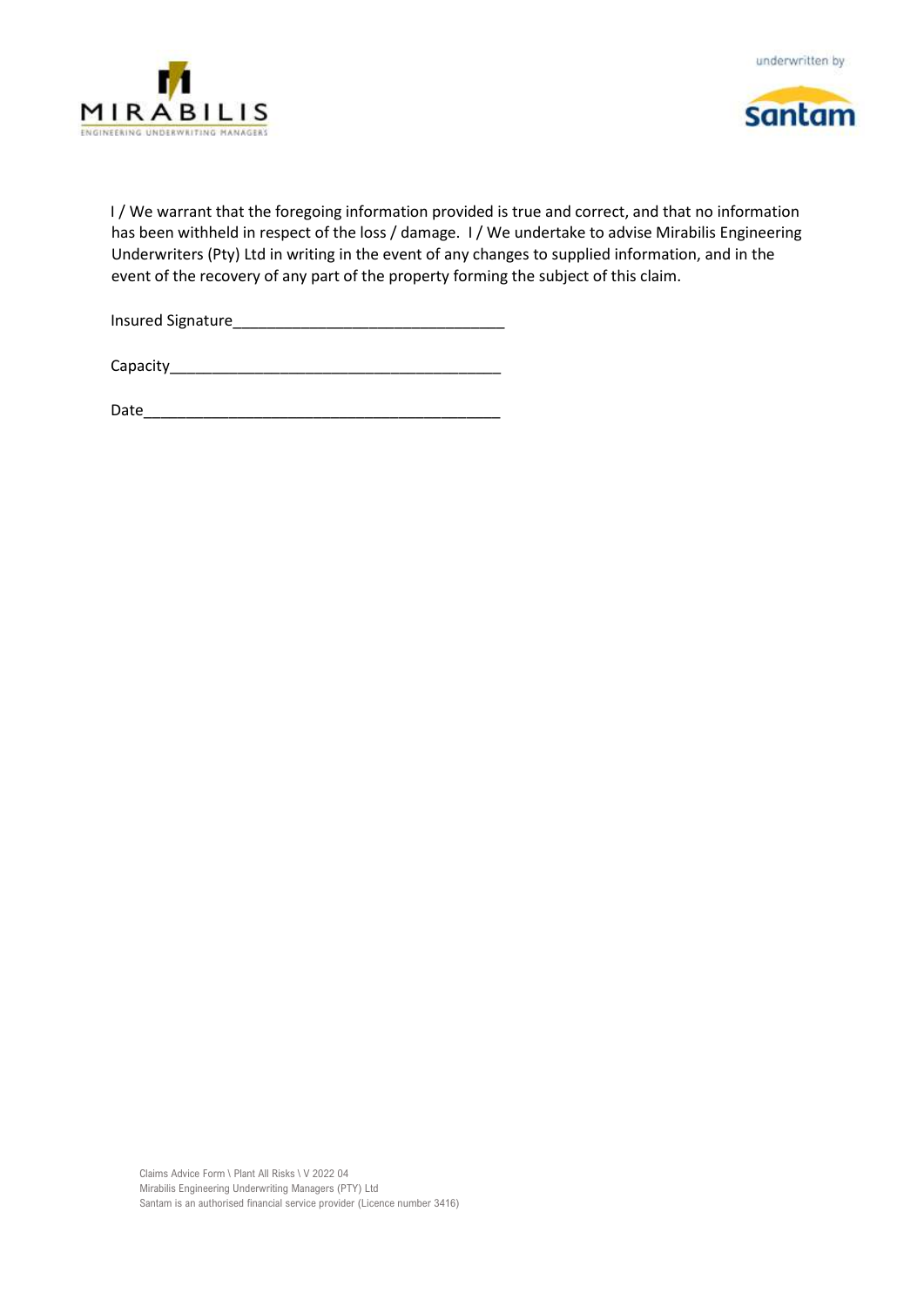I / We warrant that the foregoing information provided is true and correct, and that no information has been withheld in respect of the loss / damage. I / We undertake to advise Mirabilis Engineering Underwriters (Pty) Ltd in writing in the event of any changes to supplied information, and in the event of the recovery of any part of the property forming the subject of this claim.

Insured Signature________________________________

Capacity_______________________________________

Date___________________________________________

Claims Advice Form \ Plant All Risks \ V 2022 04
Mirabilis Engineering Underwriting Managers (PTY) Ltd
Santam is an authorised financial service provider (Licence number 3416)